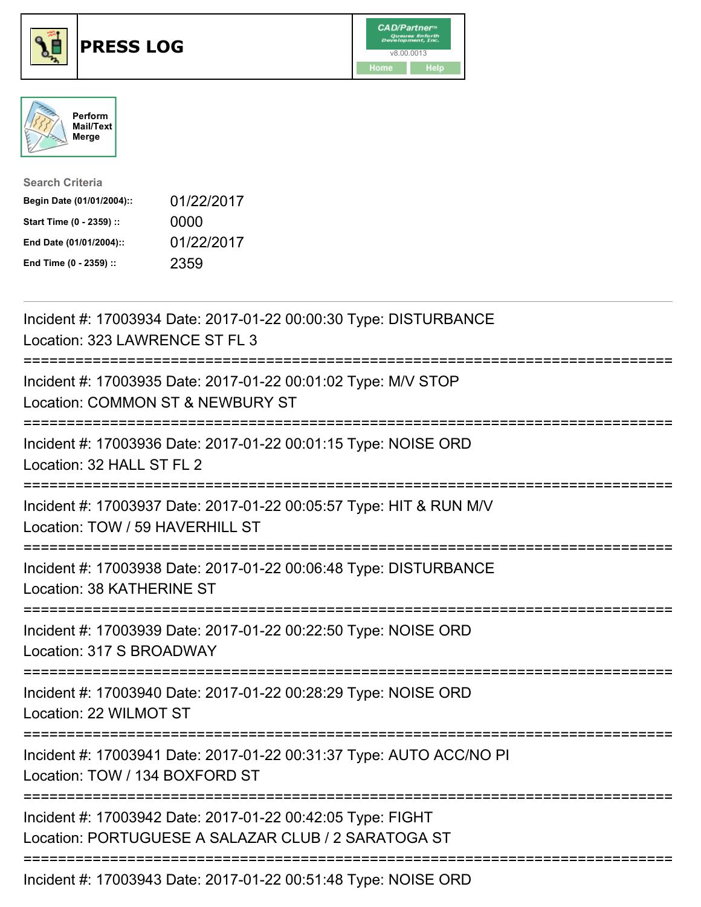# PRESS LOG

Perform Mail/Text Merge

**Search Criteria**

| | |
|---|---|
| **Begin Date (01/01/2004)::** | 01/22/2017 |
| **Start Time (0 - 2359) ::** | 0000 |
| **End Date (01/01/2004)::** | 01/22/2017 |
| **End Time (0 - 2359) ::** | 2359 |

---

Incident #: 17003934 Date: 2017-01-22 00:00:30 Type: DISTURBANCE
Location: 323 LAWRENCE ST FL 3

===========================================================================

Incident #: 17003935 Date: 2017-01-22 00:01:02 Type: M/V STOP
Location: COMMON ST & NEWBURY ST

===========================================================================

Incident #: 17003936 Date: 2017-01-22 00:01:15 Type: NOISE ORD
Location: 32 HALL ST FL 2

===========================================================================

Incident #: 17003937 Date: 2017-01-22 00:05:57 Type: HIT & RUN M/V
Location: TOW / 59 HAVERHILL ST

===========================================================================

Incident #: 17003938 Date: 2017-01-22 00:06:48 Type: DISTURBANCE
Location: 38 KATHERINE ST

===========================================================================

Incident #: 17003939 Date: 2017-01-22 00:22:50 Type: NOISE ORD
Location: 317 S BROADWAY

===========================================================================

Incident #: 17003940 Date: 2017-01-22 00:28:29 Type: NOISE ORD
Location: 22 WILMOT ST

===========================================================================

Incident #: 17003941 Date: 2017-01-22 00:31:37 Type: AUTO ACC/NO PI
Location: TOW / 134 BOXFORD ST

===========================================================================

Incident #: 17003942 Date: 2017-01-22 00:42:05 Type: FIGHT
Location: PORTUGUESE A SALAZAR CLUB / 2 SARATOGA ST

===========================================================================

Incident #: 17003943 Date: 2017-01-22 00:51:48 Type: NOISE ORD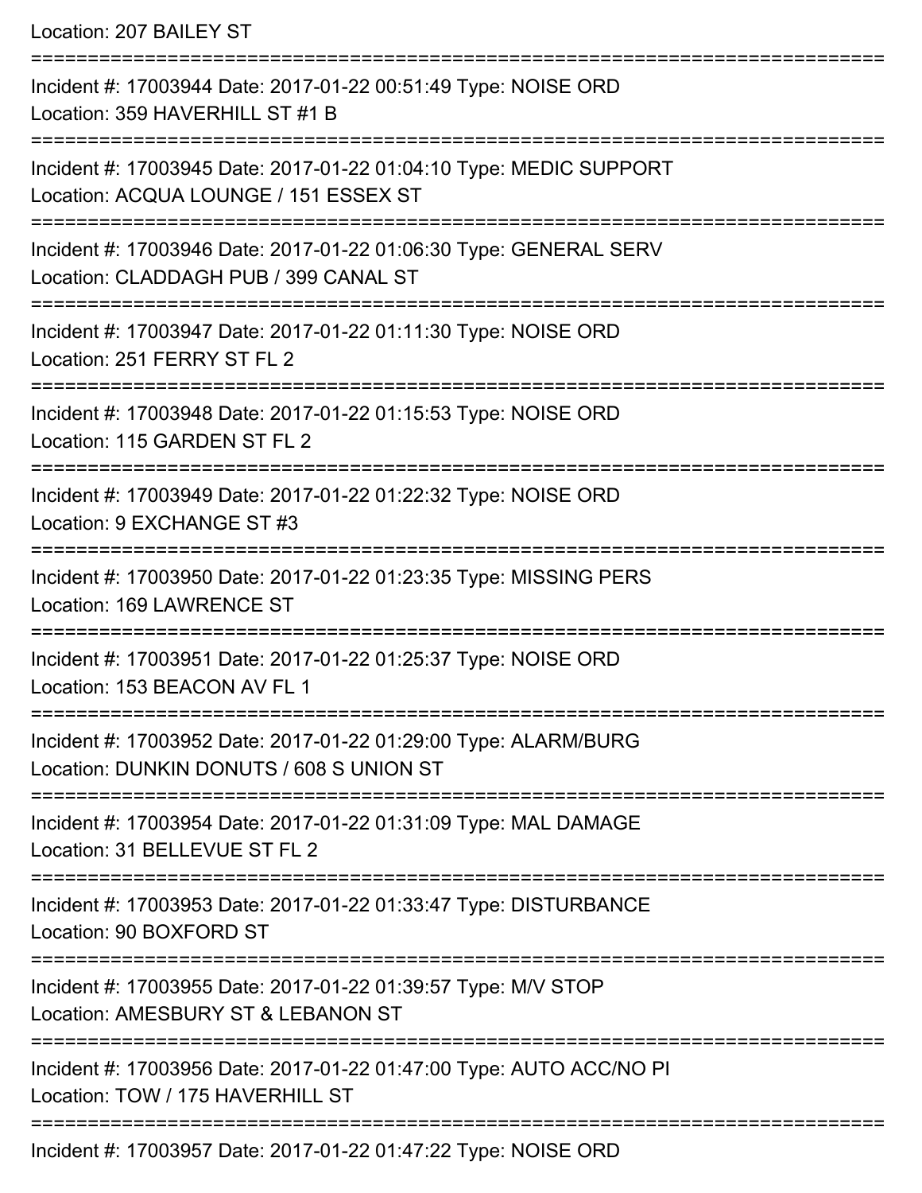Location: 207 BAILEY ST

===========================================================================

Incident #: 17003944 Date: 2017-01-22 00:51:49 Type: NOISE ORD
Location: 359 HAVERHILL ST #1 B

===========================================================================

Incident #: 17003945 Date: 2017-01-22 01:04:10 Type: MEDIC SUPPORT
Location: ACQUA LOUNGE / 151 ESSEX ST

===========================================================================

Incident #: 17003946 Date: 2017-01-22 01:06:30 Type: GENERAL SERV
Location: CLADDAGH PUB / 399 CANAL ST

===========================================================================

Incident #: 17003947 Date: 2017-01-22 01:11:30 Type: NOISE ORD
Location: 251 FERRY ST FL 2

===========================================================================

Incident #: 17003948 Date: 2017-01-22 01:15:53 Type: NOISE ORD
Location: 115 GARDEN ST FL 2

===========================================================================

Incident #: 17003949 Date: 2017-01-22 01:22:32 Type: NOISE ORD
Location: 9 EXCHANGE ST #3

===========================================================================

Incident #: 17003950 Date: 2017-01-22 01:23:35 Type: MISSING PERS
Location: 169 LAWRENCE ST

===========================================================================

Incident #: 17003951 Date: 2017-01-22 01:25:37 Type: NOISE ORD
Location: 153 BEACON AV FL 1

===========================================================================

Incident #: 17003952 Date: 2017-01-22 01:29:00 Type: ALARM/BURG
Location: DUNKIN DONUTS / 608 S UNION ST

===========================================================================

Incident #: 17003954 Date: 2017-01-22 01:31:09 Type: MAL DAMAGE
Location: 31 BELLEVUE ST FL 2

===========================================================================

Incident #: 17003953 Date: 2017-01-22 01:33:47 Type: DISTURBANCE
Location: 90 BOXFORD ST

===========================================================================

Incident #: 17003955 Date: 2017-01-22 01:39:57 Type: M/V STOP
Location: AMESBURY ST & LEBANON ST

===========================================================================

Incident #: 17003956 Date: 2017-01-22 01:47:00 Type: AUTO ACC/NO PI
Location: TOW / 175 HAVERHILL ST

===========================================================================

Incident #: 17003957 Date: 2017-01-22 01:47:22 Type: NOISE ORD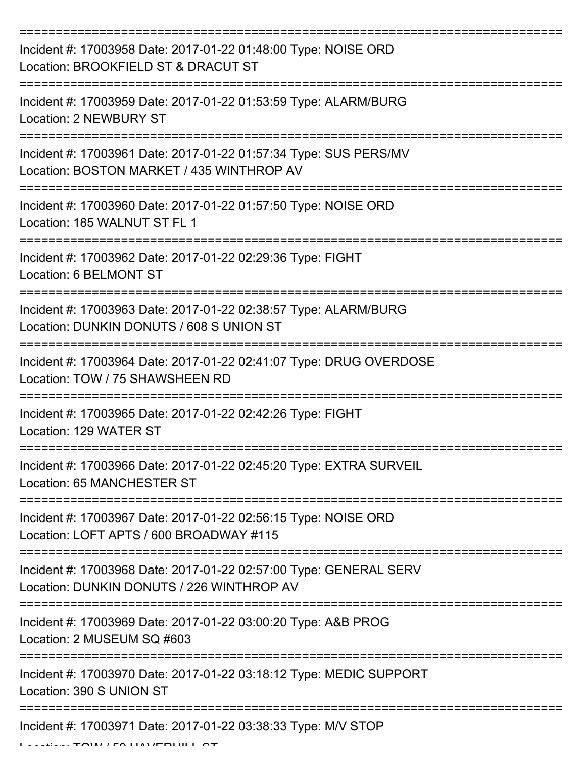===========================================================================

Incident #: 17003958 Date: 2017-01-22 01:48:00 Type: NOISE ORD
Location: BROOKFIELD ST & DRACUT ST

===========================================================================

Incident #: 17003959 Date: 2017-01-22 01:53:59 Type: ALARM/BURG
Location: 2 NEWBURY ST

===========================================================================

Incident #: 17003961 Date: 2017-01-22 01:57:34 Type: SUS PERS/MV
Location: BOSTON MARKET / 435 WINTHROP AV

===========================================================================

Incident #: 17003960 Date: 2017-01-22 01:57:50 Type: NOISE ORD
Location: 185 WALNUT ST FL 1

===========================================================================

Incident #: 17003962 Date: 2017-01-22 02:29:36 Type: FIGHT
Location: 6 BELMONT ST

===========================================================================

Incident #: 17003963 Date: 2017-01-22 02:38:57 Type: ALARM/BURG
Location: DUNKIN DONUTS / 608 S UNION ST

===========================================================================

Incident #: 17003964 Date: 2017-01-22 02:41:07 Type: DRUG OVERDOSE
Location: TOW / 75 SHAWSHEEN RD

===========================================================================

Incident #: 17003965 Date: 2017-01-22 02:42:26 Type: FIGHT
Location: 129 WATER ST

===========================================================================

Incident #: 17003966 Date: 2017-01-22 02:45:20 Type: EXTRA SURVEIL
Location: 65 MANCHESTER ST

===========================================================================

Incident #: 17003967 Date: 2017-01-22 02:56:15 Type: NOISE ORD
Location: LOFT APTS / 600 BROADWAY #115

===========================================================================

Incident #: 17003968 Date: 2017-01-22 02:57:00 Type: GENERAL SERV
Location: DUNKIN DONUTS / 226 WINTHROP AV

===========================================================================

Incident #: 17003969 Date: 2017-01-22 03:00:20 Type: A&B PROG
Location: 2 MUSEUM SQ #603

===========================================================================

Incident #: 17003970 Date: 2017-01-22 03:18:12 Type: MEDIC SUPPORT
Location: 390 S UNION ST

===========================================================================

Incident #: 17003971 Date: 2017-01-22 03:38:33 Type: M/V STOP
Location: TOW / 50 HAVERHILL ST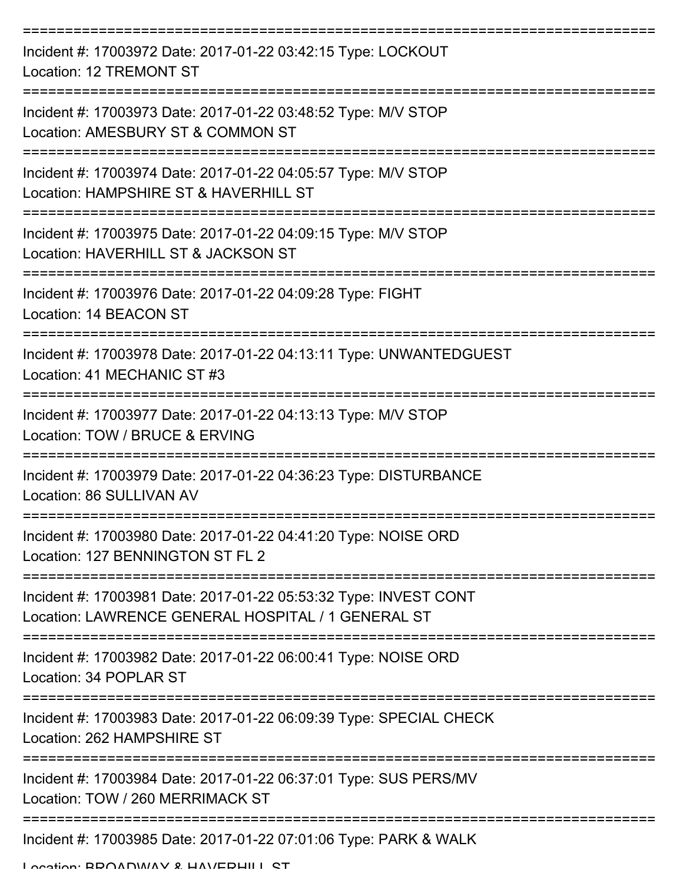===========================================================================
Incident #: 17003972 Date: 2017-01-22 03:42:15 Type: LOCKOUT
Location: 12 TREMONT ST
===========================================================================
Incident #: 17003973 Date: 2017-01-22 03:48:52 Type: M/V STOP
Location: AMESBURY ST & COMMON ST
===========================================================================
Incident #: 17003974 Date: 2017-01-22 04:05:57 Type: M/V STOP
Location: HAMPSHIRE ST & HAVERHILL ST
===========================================================================
Incident #: 17003975 Date: 2017-01-22 04:09:15 Type: M/V STOP
Location: HAVERHILL ST & JACKSON ST
===========================================================================
Incident #: 17003976 Date: 2017-01-22 04:09:28 Type: FIGHT
Location: 14 BEACON ST
===========================================================================
Incident #: 17003978 Date: 2017-01-22 04:13:11 Type: UNWANTEDGUEST
Location: 41 MECHANIC ST #3
===========================================================================
Incident #: 17003977 Date: 2017-01-22 04:13:13 Type: M/V STOP
Location: TOW / BRUCE & ERVING
===========================================================================
Incident #: 17003979 Date: 2017-01-22 04:36:23 Type: DISTURBANCE
Location: 86 SULLIVAN AV
===========================================================================
Incident #: 17003980 Date: 2017-01-22 04:41:20 Type: NOISE ORD
Location: 127 BENNINGTON ST FL 2
===========================================================================
Incident #: 17003981 Date: 2017-01-22 05:53:32 Type: INVEST CONT
Location: LAWRENCE GENERAL HOSPITAL / 1 GENERAL ST
===========================================================================
Incident #: 17003982 Date: 2017-01-22 06:00:41 Type: NOISE ORD
Location: 34 POPLAR ST
===========================================================================
Incident #: 17003983 Date: 2017-01-22 06:09:39 Type: SPECIAL CHECK
Location: 262 HAMPSHIRE ST
===========================================================================
Incident #: 17003984 Date: 2017-01-22 06:37:01 Type: SUS PERS/MV
Location: TOW / 260 MERRIMACK ST
===========================================================================
Incident #: 17003985 Date: 2017-01-22 07:01:06 Type: PARK & WALK
Location: BROADWAY & HAVERHILL ST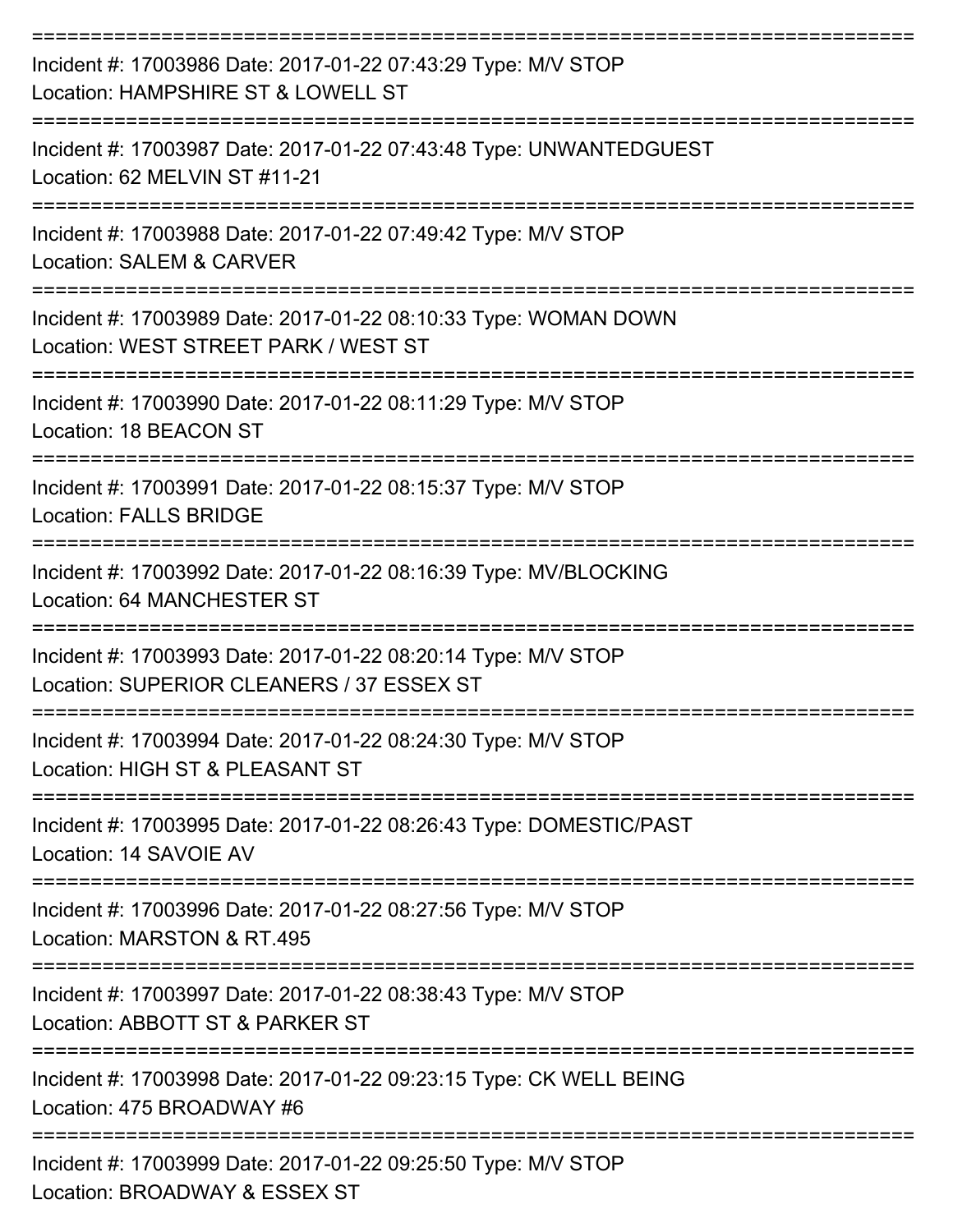===========================================================================
Incident #: 17003986 Date: 2017-01-22 07:43:29 Type: M/V STOP
Location: HAMPSHIRE ST & LOWELL ST
===========================================================================
Incident #: 17003987 Date: 2017-01-22 07:43:48 Type: UNWANTEDGUEST
Location: 62 MELVIN ST #11-21
===========================================================================
Incident #: 17003988 Date: 2017-01-22 07:49:42 Type: M/V STOP
Location: SALEM & CARVER
===========================================================================
Incident #: 17003989 Date: 2017-01-22 08:10:33 Type: WOMAN DOWN
Location: WEST STREET PARK / WEST ST
===========================================================================
Incident #: 17003990 Date: 2017-01-22 08:11:29 Type: M/V STOP
Location: 18 BEACON ST
===========================================================================
Incident #: 17003991 Date: 2017-01-22 08:15:37 Type: M/V STOP
Location: FALLS BRIDGE
===========================================================================
Incident #: 17003992 Date: 2017-01-22 08:16:39 Type: MV/BLOCKING
Location: 64 MANCHESTER ST
===========================================================================
Incident #: 17003993 Date: 2017-01-22 08:20:14 Type: M/V STOP
Location: SUPERIOR CLEANERS / 37 ESSEX ST
===========================================================================
Incident #: 17003994 Date: 2017-01-22 08:24:30 Type: M/V STOP
Location: HIGH ST & PLEASANT ST
===========================================================================
Incident #: 17003995 Date: 2017-01-22 08:26:43 Type: DOMESTIC/PAST
Location: 14 SAVOIE AV
===========================================================================
Incident #: 17003996 Date: 2017-01-22 08:27:56 Type: M/V STOP
Location: MARSTON & RT.495
===========================================================================
Incident #: 17003997 Date: 2017-01-22 08:38:43 Type: M/V STOP
Location: ABBOTT ST & PARKER ST
===========================================================================
Incident #: 17003998 Date: 2017-01-22 09:23:15 Type: CK WELL BEING
Location: 475 BROADWAY #6
===========================================================================
Incident #: 17003999 Date: 2017-01-22 09:25:50 Type: M/V STOP
Location: BROADWAY & ESSEX ST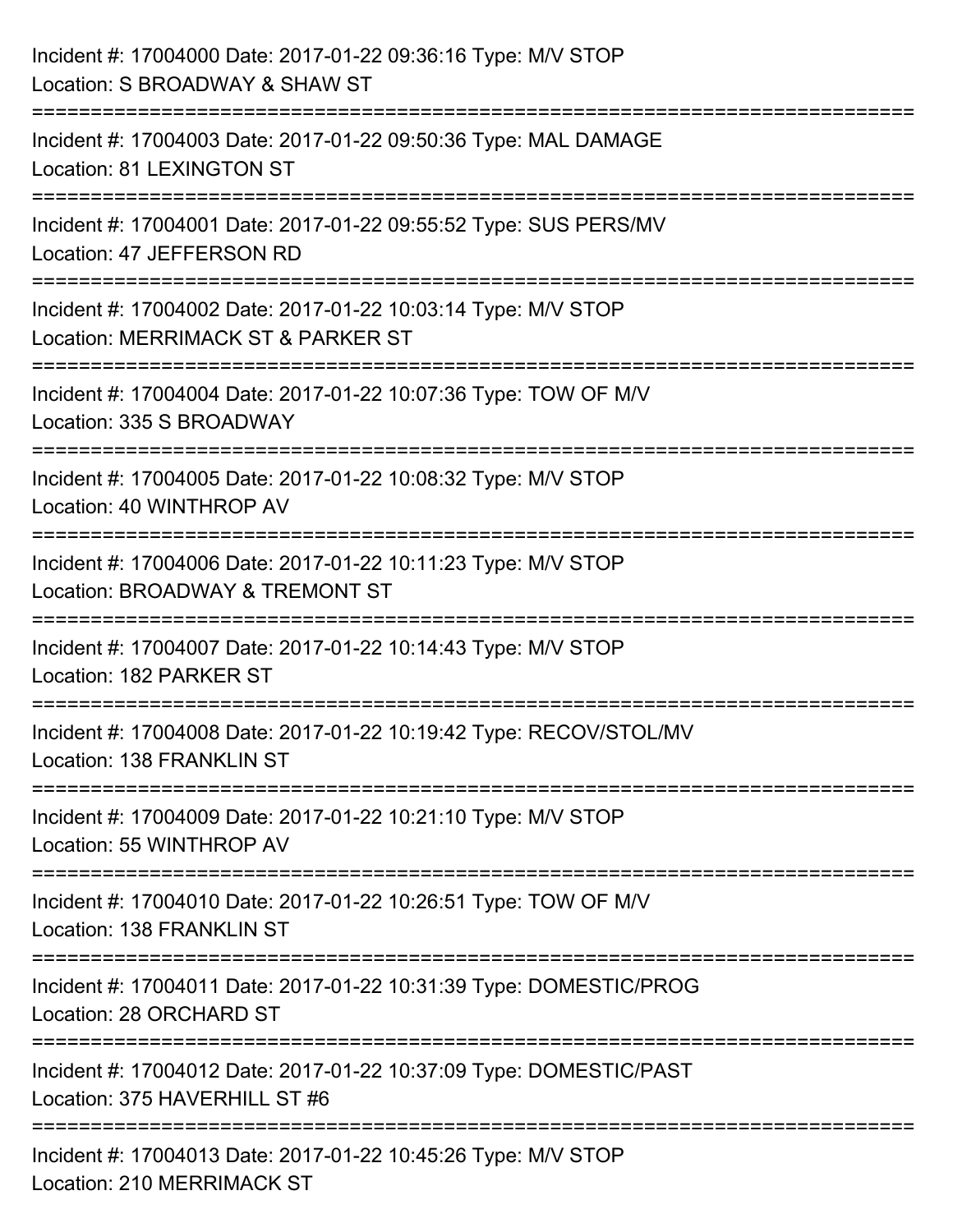Incident #: 17004000 Date: 2017-01-22 09:36:16 Type: M/V STOP
Location: S BROADWAY & SHAW ST

===========================================================================

Incident #: 17004003 Date: 2017-01-22 09:50:36 Type: MAL DAMAGE
Location: 81 LEXINGTON ST

===========================================================================

Incident #: 17004001 Date: 2017-01-22 09:55:52 Type: SUS PERS/MV
Location: 47 JEFFERSON RD

===========================================================================

Incident #: 17004002 Date: 2017-01-22 10:03:14 Type: M/V STOP
Location: MERRIMACK ST & PARKER ST

===========================================================================

Incident #: 17004004 Date: 2017-01-22 10:07:36 Type: TOW OF M/V
Location: 335 S BROADWAY

===========================================================================

Incident #: 17004005 Date: 2017-01-22 10:08:32 Type: M/V STOP
Location: 40 WINTHROP AV

===========================================================================

Incident #: 17004006 Date: 2017-01-22 10:11:23 Type: M/V STOP
Location: BROADWAY & TREMONT ST

===========================================================================

Incident #: 17004007 Date: 2017-01-22 10:14:43 Type: M/V STOP
Location: 182 PARKER ST

===========================================================================

Incident #: 17004008 Date: 2017-01-22 10:19:42 Type: RECOV/STOL/MV
Location: 138 FRANKLIN ST

===========================================================================

Incident #: 17004009 Date: 2017-01-22 10:21:10 Type: M/V STOP
Location: 55 WINTHROP AV

===========================================================================

Incident #: 17004010 Date: 2017-01-22 10:26:51 Type: TOW OF M/V
Location: 138 FRANKLIN ST

===========================================================================

Incident #: 17004011 Date: 2017-01-22 10:31:39 Type: DOMESTIC/PROG
Location: 28 ORCHARD ST

===========================================================================

Incident #: 17004012 Date: 2017-01-22 10:37:09 Type: DOMESTIC/PAST
Location: 375 HAVERHILL ST #6

===========================================================================

Incident #: 17004013 Date: 2017-01-22 10:45:26 Type: M/V STOP
Location: 210 MERRIMACK ST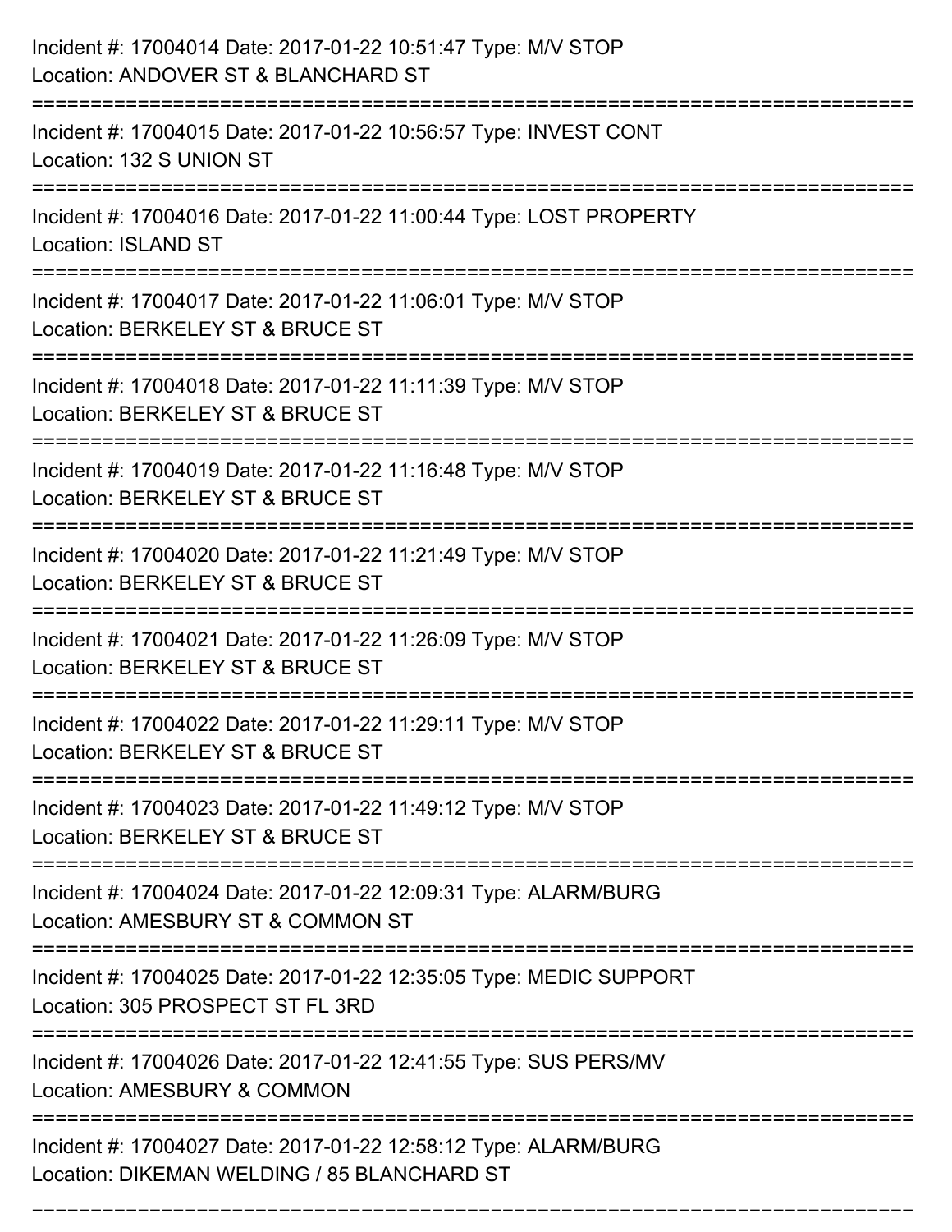Incident #: 17004014 Date: 2017-01-22 10:51:47 Type: M/V STOP
Location: ANDOVER ST & BLANCHARD ST

===========================================================================

Incident #: 17004015 Date: 2017-01-22 10:56:57 Type: INVEST CONT
Location: 132 S UNION ST

===========================================================================

Incident #: 17004016 Date: 2017-01-22 11:00:44 Type: LOST PROPERTY
Location: ISLAND ST

===========================================================================

Incident #: 17004017 Date: 2017-01-22 11:06:01 Type: M/V STOP
Location: BERKELEY ST & BRUCE ST

===========================================================================

Incident #: 17004018 Date: 2017-01-22 11:11:39 Type: M/V STOP
Location: BERKELEY ST & BRUCE ST

===========================================================================

Incident #: 17004019 Date: 2017-01-22 11:16:48 Type: M/V STOP
Location: BERKELEY ST & BRUCE ST

===========================================================================

Incident #: 17004020 Date: 2017-01-22 11:21:49 Type: M/V STOP
Location: BERKELEY ST & BRUCE ST

===========================================================================

Incident #: 17004021 Date: 2017-01-22 11:26:09 Type: M/V STOP
Location: BERKELEY ST & BRUCE ST

===========================================================================

Incident #: 17004022 Date: 2017-01-22 11:29:11 Type: M/V STOP
Location: BERKELEY ST & BRUCE ST

===========================================================================

Incident #: 17004023 Date: 2017-01-22 11:49:12 Type: M/V STOP
Location: BERKELEY ST & BRUCE ST

===========================================================================

Incident #: 17004024 Date: 2017-01-22 12:09:31 Type: ALARM/BURG
Location: AMESBURY ST & COMMON ST

===========================================================================

Incident #: 17004025 Date: 2017-01-22 12:35:05 Type: MEDIC SUPPORT
Location: 305 PROSPECT ST FL 3RD

===========================================================================

Incident #: 17004026 Date: 2017-01-22 12:41:55 Type: SUS PERS/MV
Location: AMESBURY & COMMON

===========================================================================

Incident #: 17004027 Date: 2017-01-22 12:58:12 Type: ALARM/BURG
Location: DIKEMAN WELDING / 85 BLANCHARD ST

===========================================================================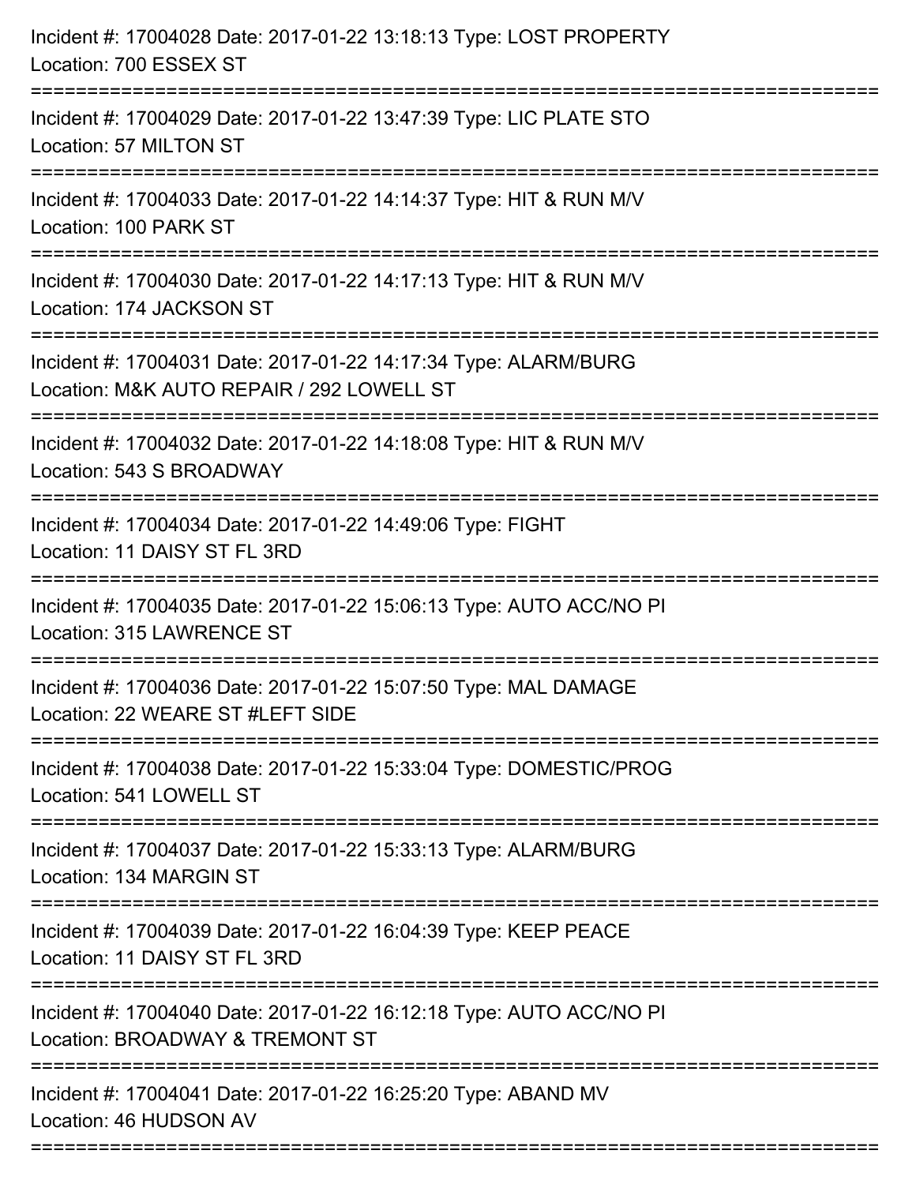Incident #: 17004028 Date: 2017-01-22 13:18:13 Type: LOST PROPERTY
Location: 700 ESSEX ST

===========================================================================

Incident #: 17004029 Date: 2017-01-22 13:47:39 Type: LIC PLATE STO
Location: 57 MILTON ST

===========================================================================

Incident #: 17004033 Date: 2017-01-22 14:14:37 Type: HIT & RUN M/V
Location: 100 PARK ST

===========================================================================

Incident #: 17004030 Date: 2017-01-22 14:17:13 Type: HIT & RUN M/V
Location: 174 JACKSON ST

===========================================================================

Incident #: 17004031 Date: 2017-01-22 14:17:34 Type: ALARM/BURG
Location: M&K AUTO REPAIR / 292 LOWELL ST

===========================================================================

Incident #: 17004032 Date: 2017-01-22 14:18:08 Type: HIT & RUN M/V
Location: 543 S BROADWAY

===========================================================================

Incident #: 17004034 Date: 2017-01-22 14:49:06 Type: FIGHT
Location: 11 DAISY ST FL 3RD

===========================================================================

Incident #: 17004035 Date: 2017-01-22 15:06:13 Type: AUTO ACC/NO PI
Location: 315 LAWRENCE ST

===========================================================================

Incident #: 17004036 Date: 2017-01-22 15:07:50 Type: MAL DAMAGE
Location: 22 WEARE ST #LEFT SIDE

===========================================================================

Incident #: 17004038 Date: 2017-01-22 15:33:04 Type: DOMESTIC/PROG
Location: 541 LOWELL ST

===========================================================================

Incident #: 17004037 Date: 2017-01-22 15:33:13 Type: ALARM/BURG
Location: 134 MARGIN ST

===========================================================================

Incident #: 17004039 Date: 2017-01-22 16:04:39 Type: KEEP PEACE
Location: 11 DAISY ST FL 3RD

===========================================================================

Incident #: 17004040 Date: 2017-01-22 16:12:18 Type: AUTO ACC/NO PI
Location: BROADWAY & TREMONT ST

===========================================================================

Incident #: 17004041 Date: 2017-01-22 16:25:20 Type: ABAND MV
Location: 46 HUDSON AV

===========================================================================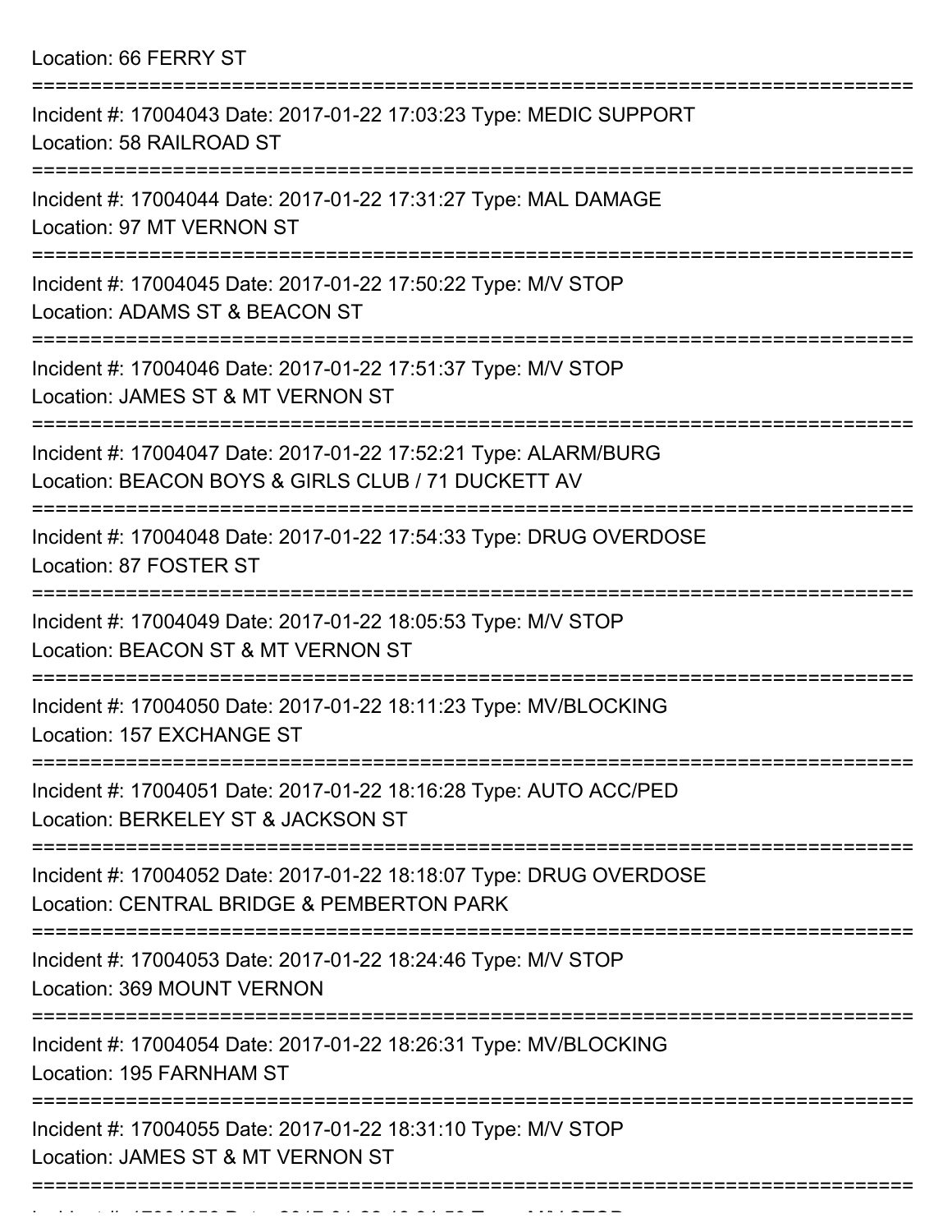Location: 66 FERRY ST

===========================================================================

Incident #: 17004043 Date: 2017-01-22 17:03:23 Type: MEDIC SUPPORT
Location: 58 RAILROAD ST

===========================================================================

Incident #: 17004044 Date: 2017-01-22 17:31:27 Type: MAL DAMAGE
Location: 97 MT VERNON ST

===========================================================================

Incident #: 17004045 Date: 2017-01-22 17:50:22 Type: M/V STOP
Location: ADAMS ST & BEACON ST

===========================================================================

Incident #: 17004046 Date: 2017-01-22 17:51:37 Type: M/V STOP
Location: JAMES ST & MT VERNON ST

===========================================================================

Incident #: 17004047 Date: 2017-01-22 17:52:21 Type: ALARM/BURG
Location: BEACON BOYS & GIRLS CLUB / 71 DUCKETT AV

===========================================================================

Incident #: 17004048 Date: 2017-01-22 17:54:33 Type: DRUG OVERDOSE
Location: 87 FOSTER ST

===========================================================================

Incident #: 17004049 Date: 2017-01-22 18:05:53 Type: M/V STOP
Location: BEACON ST & MT VERNON ST

===========================================================================

Incident #: 17004050 Date: 2017-01-22 18:11:23 Type: MV/BLOCKING
Location: 157 EXCHANGE ST

===========================================================================

Incident #: 17004051 Date: 2017-01-22 18:16:28 Type: AUTO ACC/PED
Location: BERKELEY ST & JACKSON ST

===========================================================================

Incident #: 17004052 Date: 2017-01-22 18:18:07 Type: DRUG OVERDOSE
Location: CENTRAL BRIDGE & PEMBERTON PARK

===========================================================================

Incident #: 17004053 Date: 2017-01-22 18:24:46 Type: M/V STOP
Location: 369 MOUNT VERNON

===========================================================================

Incident #: 17004054 Date: 2017-01-22 18:26:31 Type: MV/BLOCKING
Location: 195 FARNHAM ST

===========================================================================

Incident #: 17004055 Date: 2017-01-22 18:31:10 Type: M/V STOP
Location: JAMES ST & MT VERNON ST

===========================================================================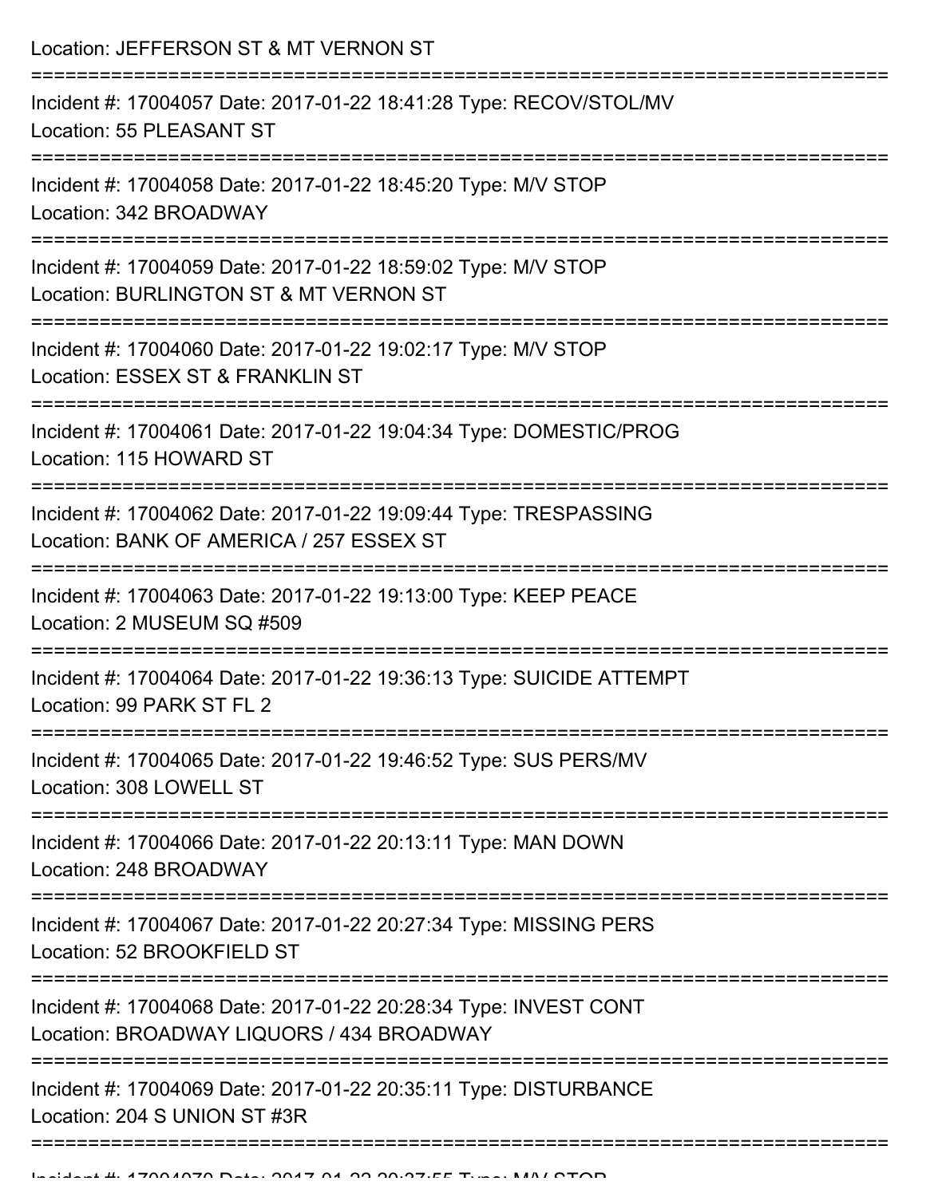Location: JEFFERSON ST & MT VERNON ST

===========================================================================

Incident #: 17004057 Date: 2017-01-22 18:41:28 Type: RECOV/STOL/MV
Location: 55 PLEASANT ST

===========================================================================

Incident #: 17004058 Date: 2017-01-22 18:45:20 Type: M/V STOP
Location: 342 BROADWAY

===========================================================================

Incident #: 17004059 Date: 2017-01-22 18:59:02 Type: M/V STOP
Location: BURLINGTON ST & MT VERNON ST

===========================================================================

Incident #: 17004060 Date: 2017-01-22 19:02:17 Type: M/V STOP
Location: ESSEX ST & FRANKLIN ST

===========================================================================

Incident #: 17004061 Date: 2017-01-22 19:04:34 Type: DOMESTIC/PROG
Location: 115 HOWARD ST

===========================================================================

Incident #: 17004062 Date: 2017-01-22 19:09:44 Type: TRESPASSING
Location: BANK OF AMERICA / 257 ESSEX ST

===========================================================================

Incident #: 17004063 Date: 2017-01-22 19:13:00 Type: KEEP PEACE
Location: 2 MUSEUM SQ #509

===========================================================================

Incident #: 17004064 Date: 2017-01-22 19:36:13 Type: SUICIDE ATTEMPT
Location: 99 PARK ST FL 2

===========================================================================

Incident #: 17004065 Date: 2017-01-22 19:46:52 Type: SUS PERS/MV
Location: 308 LOWELL ST

===========================================================================

Incident #: 17004066 Date: 2017-01-22 20:13:11 Type: MAN DOWN
Location: 248 BROADWAY

===========================================================================

Incident #: 17004067 Date: 2017-01-22 20:27:34 Type: MISSING PERS
Location: 52 BROOKFIELD ST

===========================================================================

Incident #: 17004068 Date: 2017-01-22 20:28:34 Type: INVEST CONT
Location: BROADWAY LIQUORS / 434 BROADWAY

===========================================================================

Incident #: 17004069 Date: 2017-01-22 20:35:11 Type: DISTURBANCE
Location: 204 S UNION ST #3R

===========================================================================

Incident #: 17004070 Date: 2017-01-22 20:37:55 Type: M/V STOP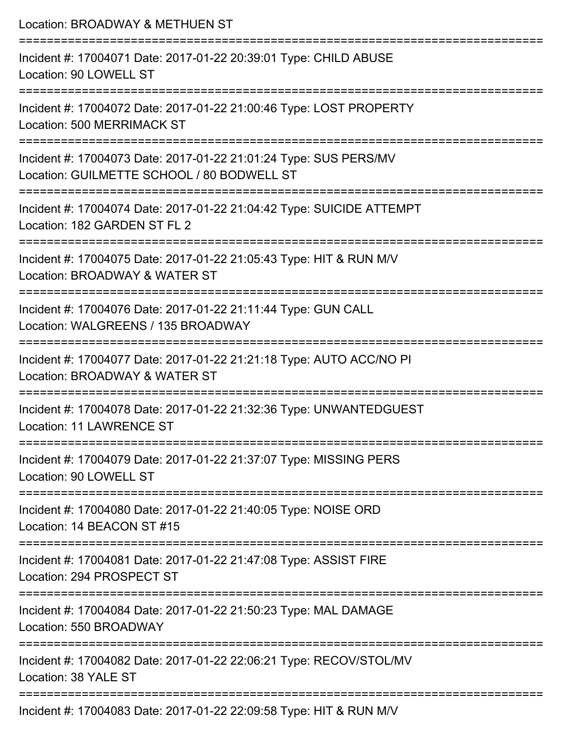Location: BROADWAY & METHUEN ST

===========================================================================

Incident #: 17004071 Date: 2017-01-22 20:39:01 Type: CHILD ABUSE
Location: 90 LOWELL ST

===========================================================================

Incident #: 17004072 Date: 2017-01-22 21:00:46 Type: LOST PROPERTY
Location: 500 MERRIMACK ST

===========================================================================

Incident #: 17004073 Date: 2017-01-22 21:01:24 Type: SUS PERS/MV
Location: GUILMETTE SCHOOL / 80 BODWELL ST

===========================================================================

Incident #: 17004074 Date: 2017-01-22 21:04:42 Type: SUICIDE ATTEMPT
Location: 182 GARDEN ST FL 2

===========================================================================

Incident #: 17004075 Date: 2017-01-22 21:05:43 Type: HIT & RUN M/V
Location: BROADWAY & WATER ST

===========================================================================

Incident #: 17004076 Date: 2017-01-22 21:11:44 Type: GUN CALL
Location: WALGREENS / 135 BROADWAY

===========================================================================

Incident #: 17004077 Date: 2017-01-22 21:21:18 Type: AUTO ACC/NO PI
Location: BROADWAY & WATER ST

===========================================================================

Incident #: 17004078 Date: 2017-01-22 21:32:36 Type: UNWANTEDGUEST
Location: 11 LAWRENCE ST

===========================================================================

Incident #: 17004079 Date: 2017-01-22 21:37:07 Type: MISSING PERS
Location: 90 LOWELL ST

===========================================================================

Incident #: 17004080 Date: 2017-01-22 21:40:05 Type: NOISE ORD
Location: 14 BEACON ST #15

===========================================================================

Incident #: 17004081 Date: 2017-01-22 21:47:08 Type: ASSIST FIRE
Location: 294 PROSPECT ST

===========================================================================

Incident #: 17004084 Date: 2017-01-22 21:50:23 Type: MAL DAMAGE
Location: 550 BROADWAY

===========================================================================

Incident #: 17004082 Date: 2017-01-22 22:06:21 Type: RECOV/STOL/MV
Location: 38 YALE ST

===========================================================================

Incident #: 17004083 Date: 2017-01-22 22:09:58 Type: HIT & RUN M/V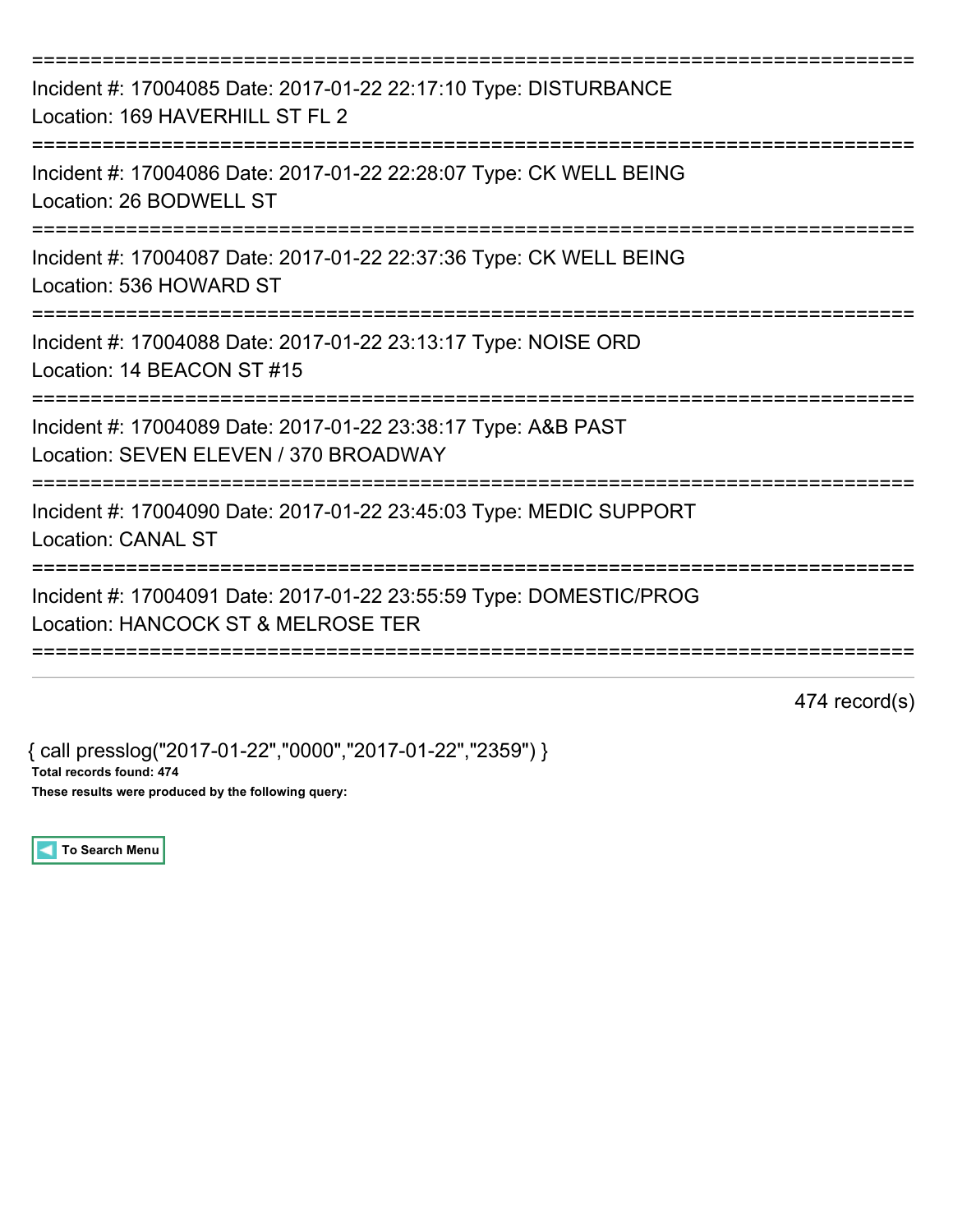===========================================================================

Incident #: 17004085 Date: 2017-01-22 22:17:10 Type: DISTURBANCE
Location: 169 HAVERHILL ST FL 2

===========================================================================

Incident #: 17004086 Date: 2017-01-22 22:28:07 Type: CK WELL BEING
Location: 26 BODWELL ST

===========================================================================

Incident #: 17004087 Date: 2017-01-22 22:37:36 Type: CK WELL BEING
Location: 536 HOWARD ST

===========================================================================

Incident #: 17004088 Date: 2017-01-22 23:13:17 Type: NOISE ORD
Location: 14 BEACON ST #15

===========================================================================

Incident #: 17004089 Date: 2017-01-22 23:38:17 Type: A&B PAST
Location: SEVEN ELEVEN / 370 BROADWAY

===========================================================================

Incident #: 17004090 Date: 2017-01-22 23:45:03 Type: MEDIC SUPPORT
Location: CANAL ST

===========================================================================

Incident #: 17004091 Date: 2017-01-22 23:55:59 Type: DOMESTIC/PROG
Location: HANCOCK ST & MELROSE TER

===========================================================================

474 record(s)

{ call presslog("2017-01-22","0000","2017-01-22","2359") }

**Total records found: 474**

**These results were produced by the following query:**

To Search Menu